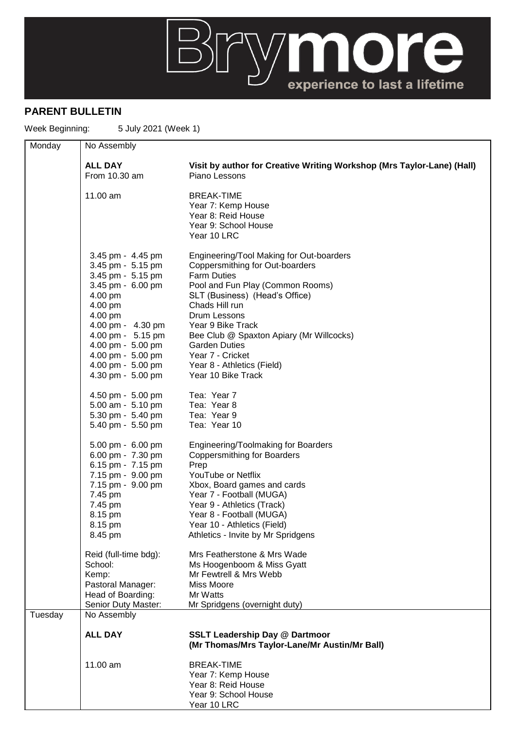Brymore

experience to last a lifetime

## PARENT BULLETIN

Week Beginning: 5 July 2021 (Week 1)

| Day | Time | Activity |
|---|---|---|
| Monday | No Assembly | |
| | **ALL DAY** | **Visit by author for Creative Writing Workshop (Mrs Taylor-Lane) (Hall)** |
| | From 10.30 am | Piano Lessons |
| | 11.00 am | BREAK-TIME<br>Year 7: Kemp House<br>Year 8: Reid House<br>Year 9: School House<br>Year 10 LRC |
| | 3.45 pm - 4.45 pm | Engineering/Tool Making for Out-boarders |
| | 3.45 pm - 5.15 pm | Coppersmithing for Out-boarders |
| | 3.45 pm - 5.15 pm | Farm Duties |
| | 3.45 pm - 6.00 pm | Pool and Fun Play (Common Rooms) |
| | 4.00 pm | SLT (Business) (Head's Office) |
| | 4.00 pm | Chads Hill run |
| | 4.00 pm | Drum Lessons |
| | 4.00 pm - 4.30 pm | Year 9 Bike Track |
| | 4.00 pm - 5.15 pm | Bee Club @ Spaxton Apiary (Mr Willcocks) |
| | 4.00 pm - 5.00 pm | Garden Duties |
| | 4.00 pm - 5.00 pm | Year 7 - Cricket |
| | 4.00 pm - 5.00 pm | Year 8 - Athletics (Field) |
| | 4.30 pm - 5.00 pm | Year 10 Bike Track |
| | 4.50 pm - 5.00 pm | Tea: Year 7 |
| | 5.00 am - 5.10 pm | Tea: Year 8 |
| | 5.30 pm - 5.40 pm | Tea: Year 9 |
| | 5.40 pm - 5.50 pm | Tea: Year 10 |
| | 5.00 pm - 6.00 pm | Engineering/Toolmaking for Boarders |
| | 6.00 pm - 7.30 pm | Coppersmithing for Boarders |
| | 6.15 pm - 7.15 pm | Prep |
| | 7.15 pm - 9.00 pm | YouTube or Netflix |
| | 7.15 pm - 9.00 pm | Xbox, Board games and cards |
| | 7.45 pm | Year 7 - Football (MUGA) |
| | 7.45 pm | Year 9 - Athletics (Track) |
| | 8.15 pm | Year 8 - Football (MUGA) |
| | 8.15 pm | Year 10 - Athletics (Field) |
| | 8.45 pm | Athletics - Invite by Mr Spridgens |
| | Reid (full-time bdg): | Mrs Featherstone & Mrs Wade |
| | School: | Ms Hoogenboom & Miss Gyatt |
| | Kemp: | Mr Fewtrell & Mrs Webb |
| | Pastoral Manager: | Miss Moore |
| | Head of Boarding: | Mr Watts |
| | Senior Duty Master: | Mr Spridgens (overnight duty) |
| Tuesday | No Assembly | |
| | **ALL DAY** | **SSLT Leadership Day @ Dartmoor (Mr Thomas/Mrs Taylor-Lane/Mr Austin/Mr Ball)** |
| | 11.00 am | BREAK-TIME<br>Year 7: Kemp House<br>Year 8: Reid House<br>Year 9: School House<br>Year 10 LRC |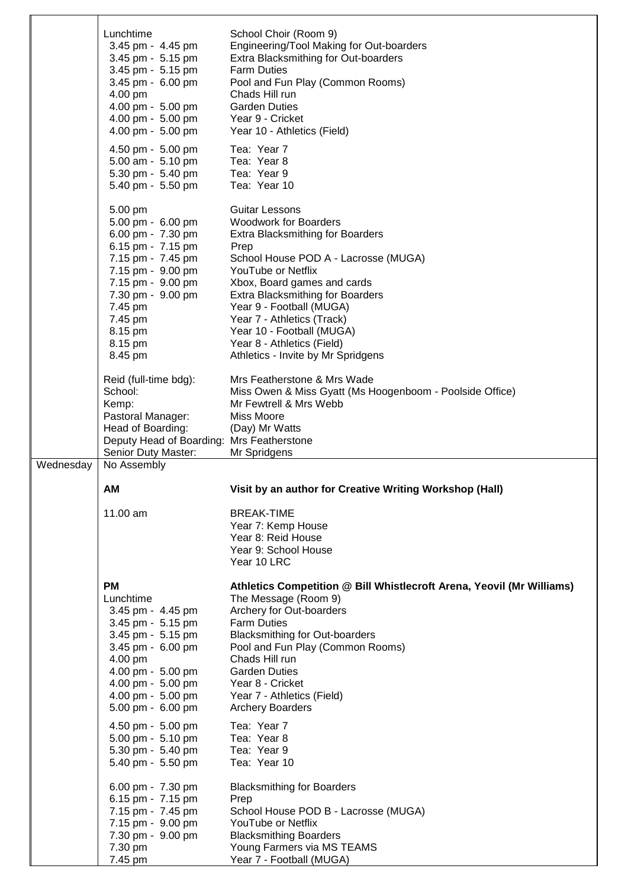| | | |
|---|---|---|
| | Lunchtime | School Choir (Room 9) |
| | 3.45 pm - 4.45 pm | Engineering/Tool Making for Out-boarders |
| | 3.45 pm - 5.15 pm | Extra Blacksmithing for Out-boarders |
| | 3.45 pm - 5.15 pm | Farm Duties |
| | 3.45 pm - 6.00 pm | Pool and Fun Play (Common Rooms) |
| | 4.00 pm | Chads Hill run |
| | 4.00 pm - 5.00 pm | Garden Duties |
| | 4.00 pm - 5.00 pm | Year 9 - Cricket |
| | 4.00 pm - 5.00 pm | Year 10 - Athletics (Field) |
| | 4.50 pm - 5.00 pm | Tea: Year 7 |
| | 5.00 am - 5.10 pm | Tea: Year 8 |
| | 5.30 pm - 5.40 pm | Tea: Year 9 |
| | 5.40 pm - 5.50 pm | Tea: Year 10 |
| | 5.00 pm | Guitar Lessons |
| | 5.00 pm - 6.00 pm | Woodwork for Boarders |
| | 6.00 pm - 7.30 pm | Extra Blacksmithing for Boarders |
| | 6.15 pm - 7.15 pm | Prep |
| | 7.15 pm - 7.45 pm | School House POD A - Lacrosse (MUGA) |
| | 7.15 pm - 9.00 pm | YouTube or Netflix |
| | 7.15 pm - 9.00 pm | Xbox, Board games and cards |
| | 7.30 pm - 9.00 pm | Extra Blacksmithing for Boarders |
| | 7.45 pm | Year 9 - Football (MUGA) |
| | 7.45 pm | Year 7 - Athletics (Track) |
| | 8.15 pm | Year 10 - Football (MUGA) |
| | 8.15 pm | Year 8 - Athletics (Field) |
| | 8.45 pm | Athletics - Invite by Mr Spridgens |
| | Reid (full-time bdg): | Mrs Featherstone & Mrs Wade |
| | School: | Miss Owen & Miss Gyatt (Ms Hoogenboom - Poolside Office) |
| | Kemp: | Mr Fewtrell & Mrs Webb |
| | Pastoral Manager: | Miss Moore |
| | Head of Boarding: | (Day) Mr Watts |
| | Deputy Head of Boarding: | Mrs Featherstone |
| | Senior Duty Master: | Mr Spridgens |
| Wednesday | No Assembly | |
| | **AM** | **Visit by an author for Creative Writing Workshop (Hall)** |
| | 11.00 am | BREAK-TIME<br>Year 7: Kemp House<br>Year 8: Reid House<br>Year 9: School House<br>Year 10 LRC |
| | **PM** | **Athletics Competition @ Bill Whistlecroft Arena, Yeovil (Mr Williams)** |
| | Lunchtime | The Message (Room 9) |
| | 3.45 pm - 4.45 pm | Archery for Out-boarders |
| | 3.45 pm - 5.15 pm | Farm Duties |
| | 3.45 pm - 5.15 pm | Blacksmithing for Out-boarders |
| | 3.45 pm - 6.00 pm | Pool and Fun Play (Common Rooms) |
| | 4.00 pm | Chads Hill run |
| | 4.00 pm - 5.00 pm | Garden Duties |
| | 4.00 pm - 5.00 pm | Year 8 - Cricket |
| | 4.00 pm - 5.00 pm | Year 7 - Athletics (Field) |
| | 5.00 pm - 6.00 pm | Archery Boarders |
| | 4.50 pm - 5.00 pm | Tea: Year 7 |
| | 5.00 pm - 5.10 pm | Tea: Year 8 |
| | 5.30 pm - 5.40 pm | Tea: Year 9 |
| | 5.40 pm - 5.50 pm | Tea: Year 10 |
| | 6.00 pm - 7.30 pm | Blacksmithing for Boarders |
| | 6.15 pm - 7.15 pm | Prep |
| | 7.15 pm - 7.45 pm | School House POD B - Lacrosse (MUGA) |
| | 7.15 pm - 9.00 pm | YouTube or Netflix |
| | 7.30 pm - 9.00 pm | Blacksmithing Boarders |
| | 7.30 pm | Young Farmers via MS TEAMS |
| | 7.45 pm | Year 7 - Football (MUGA) |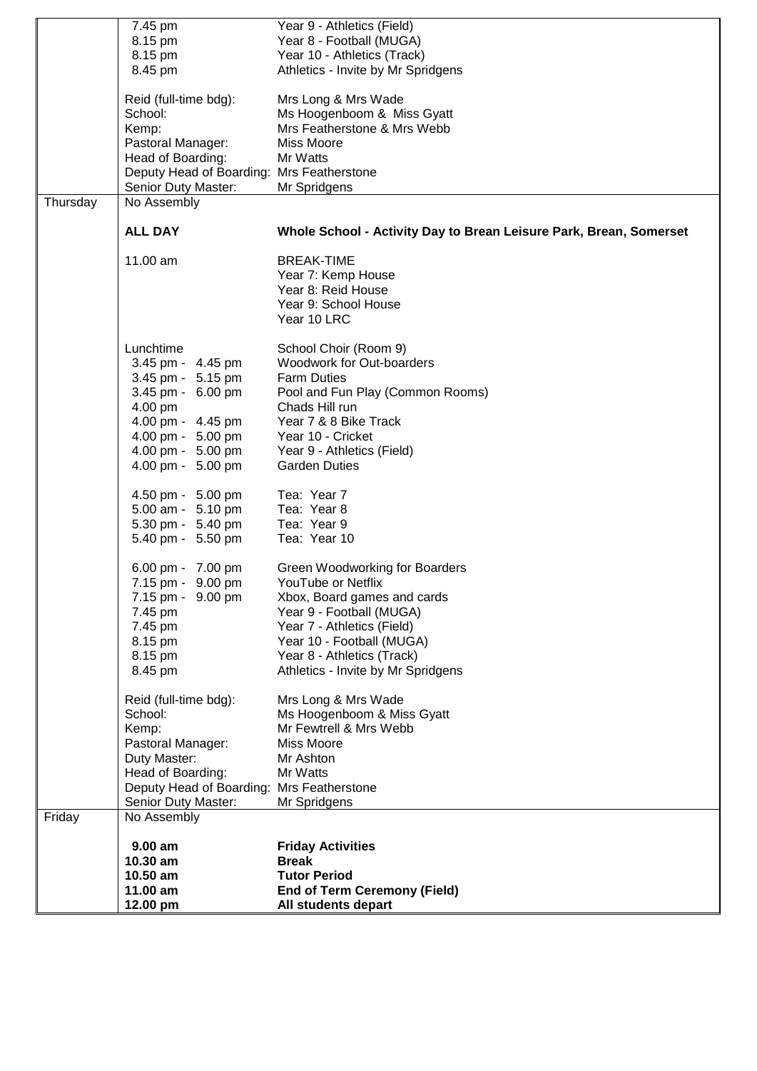| | | |
|---|---|---|
| | 7.45 pm | Year 9 - Athletics (Field) |
| | 8.15 pm | Year 8 - Football (MUGA) |
| | 8.15 pm | Year 10 - Athletics (Track) |
| | 8.45 pm | Athletics - Invite by Mr Spridgens |
| | Reid (full-time bdg): | Mrs Long & Mrs Wade |
| | School: | Ms Hoogenboom & Miss Gyatt |
| | Kemp: | Mrs Featherstone & Mrs Webb |
| | Pastoral Manager: | Miss Moore |
| | Head of Boarding: | Mr Watts |
| | Deputy Head of Boarding: | Mrs Featherstone |
| | Senior Duty Master: | Mr Spridgens |
| Thursday | No Assembly | |
| | **ALL DAY** | **Whole School - Activity Day to Brean Leisure Park, Brean, Somerset** |
| | 11.00 am | BREAK-TIME<br>Year 7: Kemp House<br>Year 8: Reid House<br>Year 9: School House<br>Year 10 LRC |
| | Lunchtime | School Choir (Room 9) |
| | 3.45 pm - 4.45 pm | Woodwork for Out-boarders |
| | 3.45 pm - 5.15 pm | Farm Duties |
| | 3.45 pm - 6.00 pm | Pool and Fun Play (Common Rooms) |
| | 4.00 pm | Chads Hill run |
| | 4.00 pm - 4.45 pm | Year 7 & 8 Bike Track |
| | 4.00 pm - 5.00 pm | Year 10 - Cricket |
| | 4.00 pm - 5.00 pm | Year 9 - Athletics (Field) |
| | 4.00 pm - 5.00 pm | Garden Duties |
| | 4.50 pm - 5.00 pm | Tea: Year 7 |
| | 5.00 am - 5.10 pm | Tea: Year 8 |
| | 5.30 pm - 5.40 pm | Tea: Year 9 |
| | 5.40 pm - 5.50 pm | Tea: Year 10 |
| | 6.00 pm - 7.00 pm | Green Woodworking for Boarders |
| | 7.15 pm - 9.00 pm | YouTube or Netflix |
| | 7.15 pm - 9.00 pm | Xbox, Board games and cards |
| | 7.45 pm | Year 9 - Football (MUGA) |
| | 7.45 pm | Year 7 - Athletics (Field) |
| | 8.15 pm | Year 10 - Football (MUGA) |
| | 8.15 pm | Year 8 - Athletics (Track) |
| | 8.45 pm | Athletics - Invite by Mr Spridgens |
| | Reid (full-time bdg): | Mrs Long & Mrs Wade |
| | School: | Ms Hoogenboom & Miss Gyatt |
| | Kemp: | Mr Fewtrell & Mrs Webb |
| | Pastoral Manager: | Miss Moore |
| | Duty Master: | Mr Ashton |
| | Head of Boarding: | Mr Watts |
| | Deputy Head of Boarding: | Mrs Featherstone |
| | Senior Duty Master: | Mr Spridgens |
| Friday | No Assembly | |
| | **9.00 am** | **Friday Activities** |
| | **10.30 am** | **Break** |
| | **10.50 am** | **Tutor Period** |
| | **11.00 am** | **End of Term Ceremony (Field)** |
| | **12.00 pm** | **All students depart** |